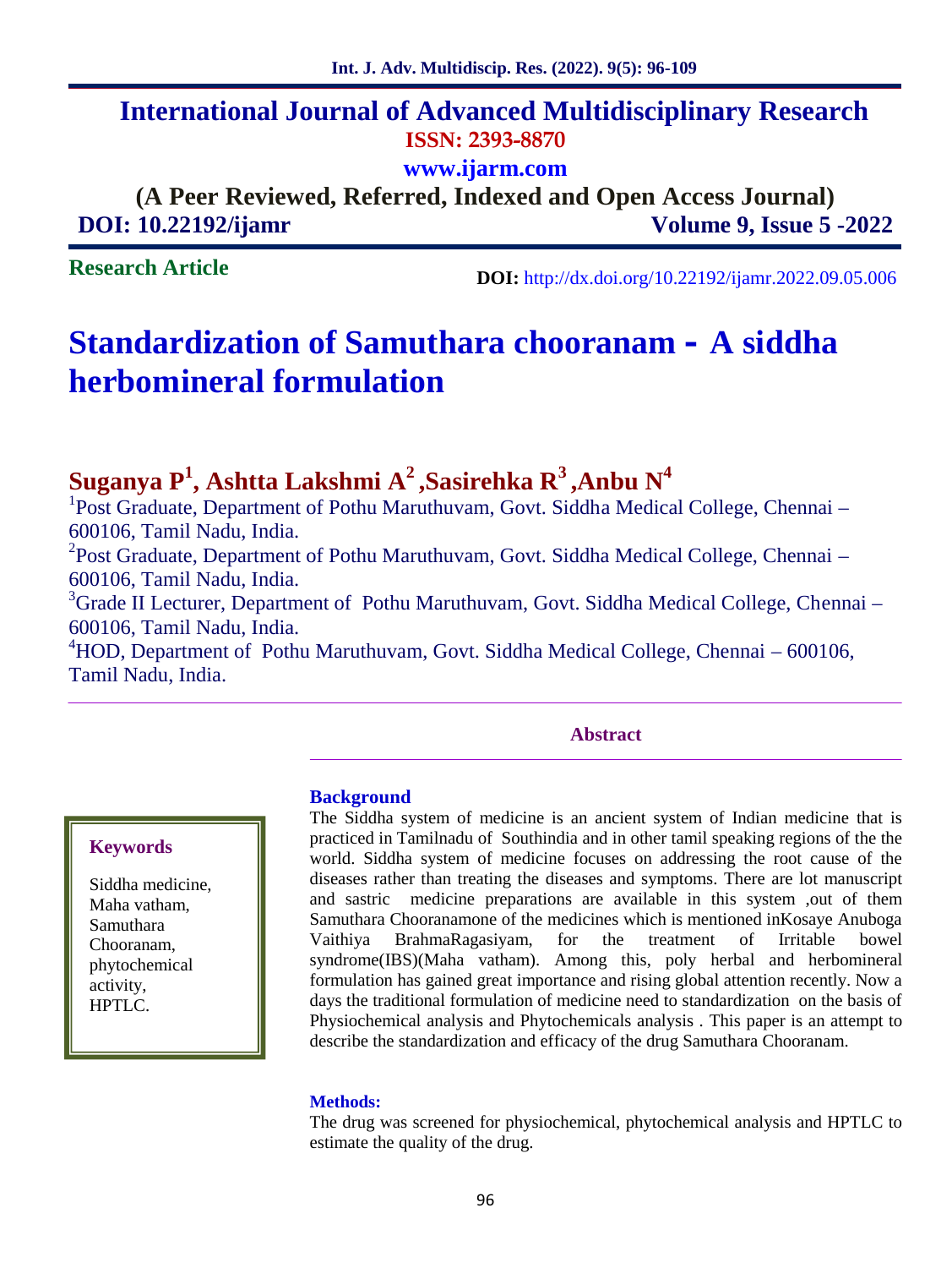# International Journal of Advanced Multidisciplinary Research

**ISSN: 2393-8870**

**www.ijarm.com**

**(A Peer Reviewed, Referred, Indexed and Open Access Journal)**

**DOI: 10.22192/ijamr** **Volume 9, Issue 5 -2022**

**Research Article**

**DOI:** http://dx.doi.org/10.22192/ijamr.2022.09.05.006

# Standardization of Samuthara chooranam - A siddha herbomineral formulation

## Suganya P[1], Ashtta Lakshmi A[2] ,Sasirehka R[3] ,Anbu N[4]

[1]Post Graduate, Department of Pothu Maruthuvam, Govt. Siddha Medical College, Chennai – 600106, Tamil Nadu, India.

[2]Post Graduate, Department of Pothu Maruthuvam, Govt. Siddha Medical College, Chennai – 600106, Tamil Nadu, India.

[3]Grade II Lecturer, Department of Pothu Maruthuvam, Govt. Siddha Medical College, Chennai – 600106, Tamil Nadu, India.

[4]HOD, Department of Pothu Maruthuvam, Govt. Siddha Medical College, Chennai – 600106, Tamil Nadu, India.

**Keywords**

Siddha medicine, Maha vatham, Samuthara Chooranam, phytochemical activity, HPTLC.

### Abstract

**Background**

The Siddha system of medicine is an ancient system of Indian medicine that is practiced in Tamilnadu of Southindia and in other tamil speaking regions of the the world. Siddha system of medicine focuses on addressing the root cause of the diseases rather than treating the diseases and symptoms. There are lot manuscript and sastric medicine preparations are available in this system ,out of them Samuthara Chooranamone of the medicines which is mentioned inKosaye Anuboga Vaithiya BrahmaRagasiyam, for the treatment of Irritable bowel syndrome(IBS)(Maha vatham). Among this, poly herbal and herbomineral formulation has gained great importance and rising global attention recently. Now a days the traditional formulation of medicine need to standardization on the basis of Physiochemical analysis and Phytochemicals analysis . This paper is an attempt to describe the standardization and efficacy of the drug Samuthara Chooranam.

**Methods:**

The drug was screened for physiochemical, phytochemical analysis and HPTLC to estimate the quality of the drug.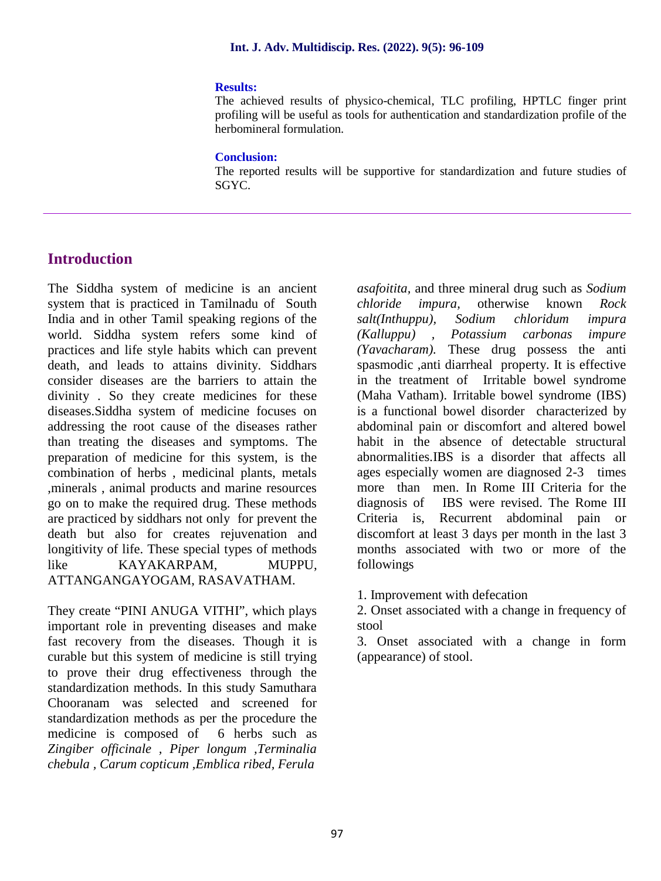**Results:**

The achieved results of physico-chemical, TLC profiling, HPTLC finger print profiling will be useful as tools for authentication and standardization profile of the herbomineral formulation.

**Conclusion:**

The reported results will be supportive for standardization and future studies of SGYC.

## Introduction

The Siddha system of medicine is an ancient system that is practiced in Tamilnadu of South India and in other Tamil speaking regions of the world. Siddha system refers some kind of practices and life style habits which can prevent death, and leads to attains divinity. Siddhars consider diseases are the barriers to attain the divinity . So they create medicines for these diseases.Siddha system of medicine focuses on addressing the root cause of the diseases rather than treating the diseases and symptoms. The preparation of medicine for this system, is the combination of herbs , medicinal plants, metals ,minerals , animal products and marine resources go on to make the required drug. These methods are practiced by siddhars not only for prevent the death but also for creates rejuvenation and longitivity of life. These special types of methods like KAYAKARPAM, MUPPU, ATTANGANGAYOGAM, RASAVATHAM.

They create "PINI ANUGA VITHI", which plays important role in preventing diseases and make fast recovery from the diseases. Though it is curable but this system of medicine is still trying to prove their drug effectiveness through the standardization methods. In this study Samuthara Chooranam was selected and screened for standardization methods as per the procedure the medicine is composed of 6 herbs such as *Zingiber officinale* , *Piper longum* ,*Terminalia chebula* , *Carum copticum* ,*Emblica ribed, Ferula asafoitita,* and three mineral drug such as *Sodium chloride impura,* otherwise known *Rock salt(Inthuppu), Sodium chloridum impura (Kalluppu)* , *Potassium carbonas impure (Yavacharam).* These drug possess the anti spasmodic ,anti diarrheal property. It is effective in the treatment of Irritable bowel syndrome (Maha Vatham). Irritable bowel syndrome (IBS) is a functional bowel disorder characterized by abdominal pain or discomfort and altered bowel habit in the absence of detectable structural abnormalities.IBS is a disorder that affects all ages especially women are diagnosed 2-3 times more than men. In Rome III Criteria for the diagnosis of IBS were revised. The Rome III Criteria is, Recurrent abdominal pain or discomfort at least 3 days per month in the last 3 months associated with two or more of the followings

1. Improvement with defecation
2. Onset associated with a change in frequency of stool
3. Onset associated with a change in form (appearance) of stool.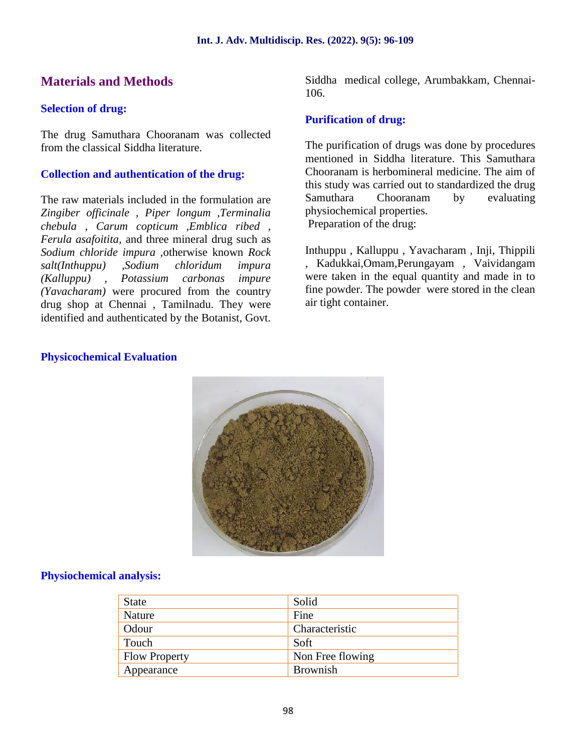## Materials and Methods

### Selection of drug:

The drug Samuthara Chooranam was collected from the classical Siddha literature.

### Collection and authentication of the drug:

The raw materials included in the formulation are *Zingiber officinale* , *Piper longum* ,*Terminalia chebula* , *Carum copticum* ,*Emblica ribed* , *Ferula asafoitita*, and three mineral drug such as *Sodium chloride impura* ,otherwise known *Rock salt(Inthuppu)* ,*Sodium chloridum impura (Kalluppu)* , *Potassium carbonas impure (Yavacharam)* were procured from the country drug shop at Chennai , Tamilnadu. They were identified and authenticated by the Botanist, Govt. Siddha medical college, Arumbakkam, Chennai-106.

### Purification of drug:

The purification of drugs was done by procedures mentioned in Siddha literature. This Samuthara Chooranam is herbomineral medicine. The aim of this study was carried out to standardized the drug Samuthara Chooranam by evaluating physiochemical properties.

Preparation of the drug:

Inthuppu , Kalluppu , Yavacharam , Inji, Thippili , Kadukkai,Omam,Perungayam , Vaividangam were taken in the equal quantity and made in to fine powder. The powder were stored in the clean air tight container.

### Physicochemical Evaluation

### Physiochemical analysis:

| State | Solid |
|---|---|
| Nature | Fine |
| Odour | Characteristic |
| Touch | Soft |
| Flow Property | Non Free flowing |
| Appearance | Brownish |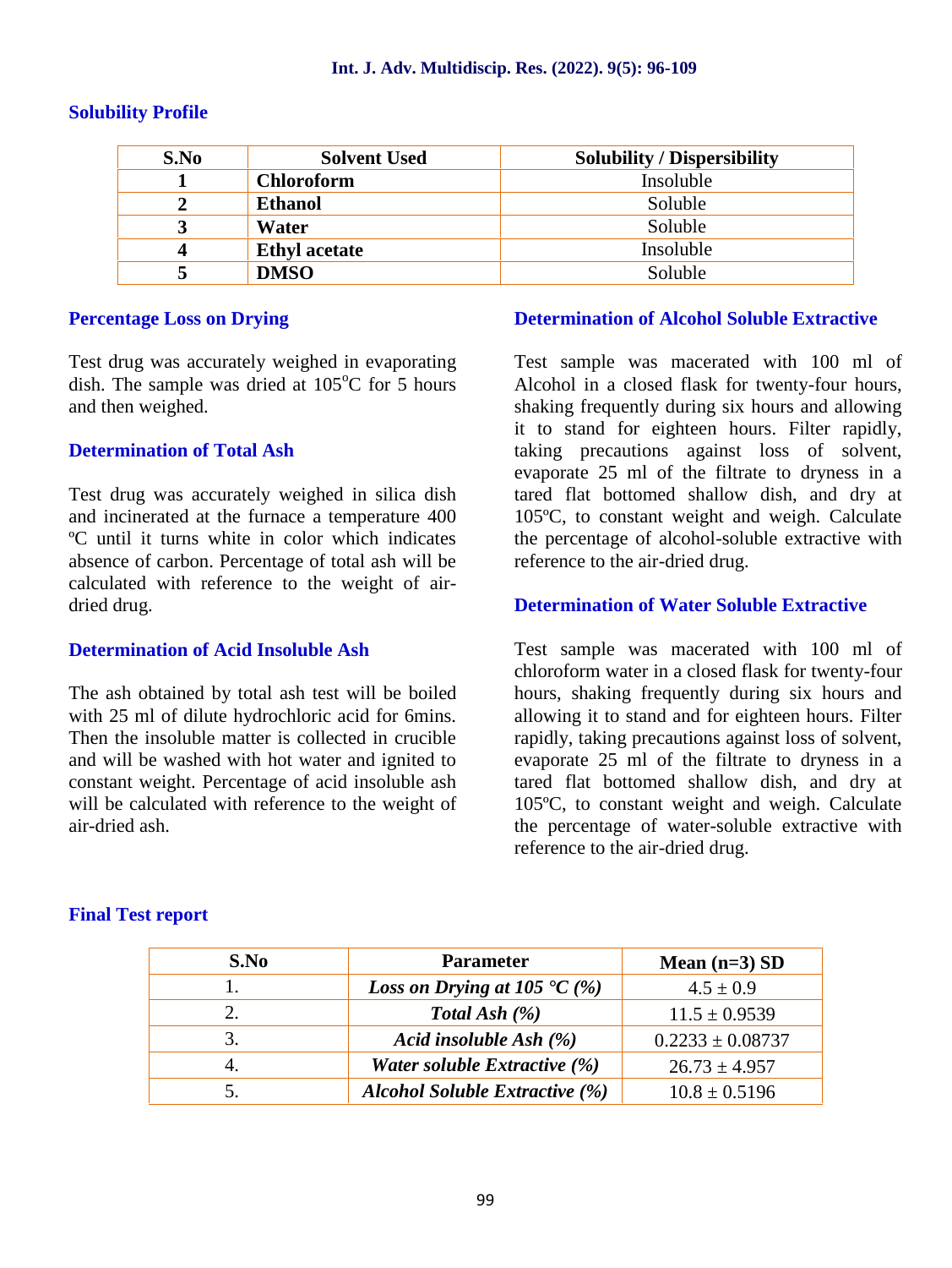## Solubility Profile

| S.No | Solvent Used | Solubility / Dispersibility |
|---|---|---|
| 1 | **Chloroform** | Insoluble |
| 2 | **Ethanol** | Soluble |
| 3 | **Water** | Soluble |
| 4 | **Ethyl acetate** | Insoluble |
| 5 | **DMSO** | Soluble |

## Percentage Loss on Drying

Test drug was accurately weighed in evaporating dish. The sample was dried at 105°C for 5 hours and then weighed.

## Determination of Total Ash

Test drug was accurately weighed in silica dish and incinerated at the furnace a temperature 400 ºC until it turns white in color which indicates absence of carbon. Percentage of total ash will be calculated with reference to the weight of air-dried drug.

## Determination of Acid Insoluble Ash

The ash obtained by total ash test will be boiled with 25 ml of dilute hydrochloric acid for 6mins. Then the insoluble matter is collected in crucible and will be washed with hot water and ignited to constant weight. Percentage of acid insoluble ash will be calculated with reference to the weight of air-dried ash.

## Determination of Alcohol Soluble Extractive

Test sample was macerated with 100 ml of Alcohol in a closed flask for twenty-four hours, shaking frequently during six hours and allowing it to stand for eighteen hours. Filter rapidly, taking precautions against loss of solvent, evaporate 25 ml of the filtrate to dryness in a tared flat bottomed shallow dish, and dry at 105ºC, to constant weight and weigh. Calculate the percentage of alcohol-soluble extractive with reference to the air-dried drug.

## Determination of Water Soluble Extractive

Test sample was macerated with 100 ml of chloroform water in a closed flask for twenty-four hours, shaking frequently during six hours and allowing it to stand and for eighteen hours. Filter rapidly, taking precautions against loss of solvent, evaporate 25 ml of the filtrate to dryness in a tared flat bottomed shallow dish, and dry at 105ºC, to constant weight and weigh. Calculate the percentage of water-soluble extractive with reference to the air-dried drug.

## Final Test report

| S.No | Parameter | Mean (n=3) SD |
|---|---|---|
| 1. | ***Loss on Drying at 105 ℃ (%)*** | 4.5 ± 0.9 |
| 2. | ***Total Ash (%)*** | 11.5 ± 0.9539 |
| 3. | ***Acid insoluble Ash (%)*** | 0.2233 ± 0.08737 |
| 4. | ***Water soluble Extractive (%)*** | 26.73 ± 4.957 |
| 5. | ***Alcohol Soluble Extractive (%)*** | 10.8 ± 0.5196 |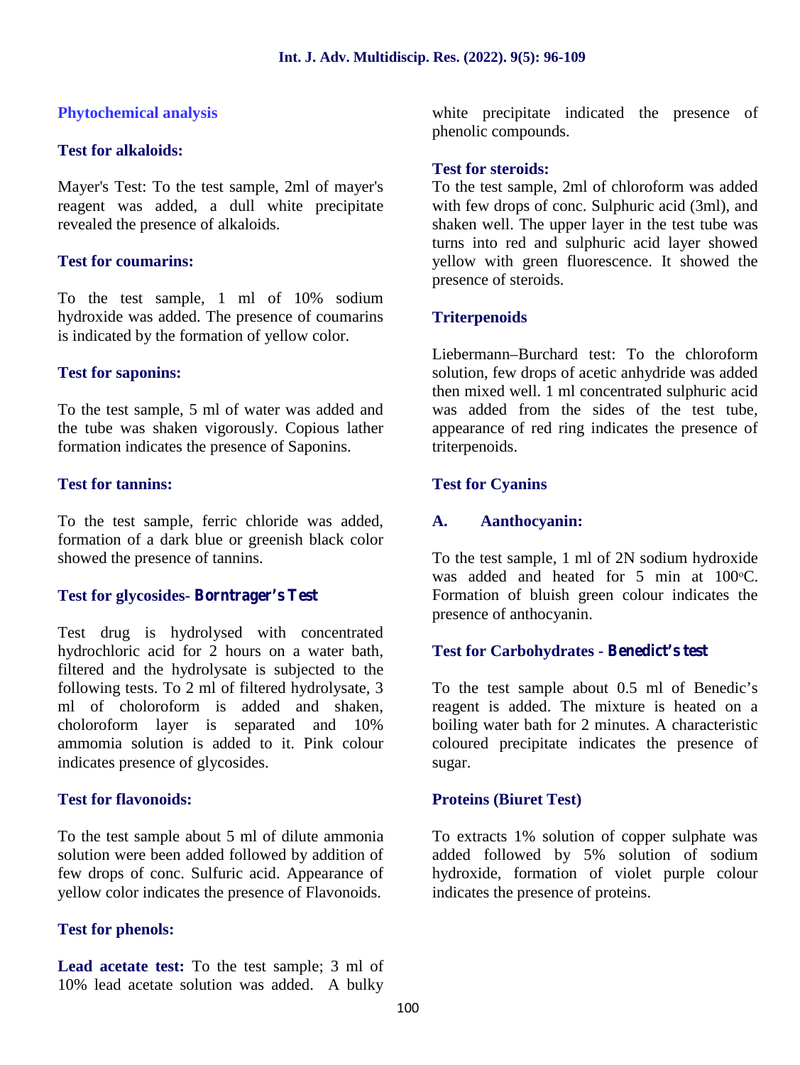## Phytochemical analysis

### Test for alkaloids:

Mayer's Test: To the test sample, 2ml of mayer's reagent was added, a dull white precipitate revealed the presence of alkaloids.

### Test for coumarins:

To the test sample, 1 ml of 10% sodium hydroxide was added. The presence of coumarins is indicated by the formation of yellow color.

### Test for saponins:

To the test sample, 5 ml of water was added and the tube was shaken vigorously. Copious lather formation indicates the presence of Saponins.

### Test for tannins:

To the test sample, ferric chloride was added, formation of a dark blue or greenish black color showed the presence of tannins.

### Test for glycosides- Borntrager's Test

Test drug is hydrolysed with concentrated hydrochloric acid for 2 hours on a water bath, filtered and the hydrolysate is subjected to the following tests. To 2 ml of filtered hydrolysate, 3 ml of choloroform is added and shaken, choloroform layer is separated and 10% ammomia solution is added to it. Pink colour indicates presence of glycosides.

### Test for flavonoids:

To the test sample about 5 ml of dilute ammonia solution were been added followed by addition of few drops of conc. Sulfuric acid. Appearance of yellow color indicates the presence of Flavonoids.

### Test for phenols:

**Lead acetate test:** To the test sample; 3 ml of 10% lead acetate solution was added. A bulky white precipitate indicated the presence of phenolic compounds.

### Test for steroids:

To the test sample, 2ml of chloroform was added with few drops of conc. Sulphuric acid (3ml), and shaken well. The upper layer in the test tube was turns into red and sulphuric acid layer showed yellow with green fluorescence. It showed the presence of steroids.

### Triterpenoids

Liebermann–Burchard test: To the chloroform solution, few drops of acetic anhydride was added then mixed well. 1 ml concentrated sulphuric acid was added from the sides of the test tube, appearance of red ring indicates the presence of triterpenoids.

### Test for Cyanins

#### A. Aanthocyanin:

To the test sample, 1 ml of 2N sodium hydroxide was added and heated for 5 min at 100°C. Formation of bluish green colour indicates the presence of anthocyanin.

### Test for Carbohydrates - Benedict's test

To the test sample about 0.5 ml of Benedic's reagent is added. The mixture is heated on a boiling water bath for 2 minutes. A characteristic coloured precipitate indicates the presence of sugar.

### Proteins (Biuret Test)

To extracts 1% solution of copper sulphate was added followed by 5% solution of sodium hydroxide, formation of violet purple colour indicates the presence of proteins.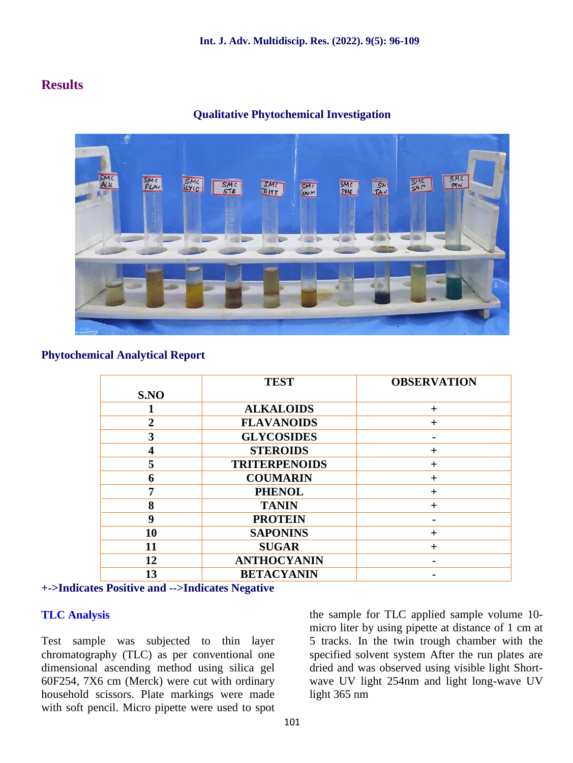## Results

### Qualitative Phytochemical Investigation

### Phytochemical Analytical Report

| S.NO | TEST | OBSERVATION |
|---|---|---|
| 1 | ALKALOIDS | + |
| 2 | FLAVANOIDS | + |
| 3 | GLYCOSIDES | - |
| 4 | STEROIDS | + |
| 5 | TRITERPENOIDS | + |
| 6 | COUMARIN | + |
| 7 | PHENOL | + |
| 8 | TANIN | + |
| 9 | PROTEIN | - |
| 10 | SAPONINS | + |
| 11 | SUGAR | + |
| 12 | ANTHOCYANIN | - |
| 13 | BETACYANIN | - |

**+->Indicates Positive and -->Indicates Negative**

### TLC Analysis

Test sample was subjected to thin layer chromatography (TLC) as per conventional one dimensional ascending method using silica gel 60F254, 7X6 cm (Merck) were cut with ordinary household scissors. Plate markings were made with soft pencil. Micro pipette were used to spot the sample for TLC applied sample volume 10-micro liter by using pipette at distance of 1 cm at 5 tracks. In the twin trough chamber with the specified solvent system After the run plates are dried and was observed using visible light Short-wave UV light 254nm and light long-wave UV light 365 nm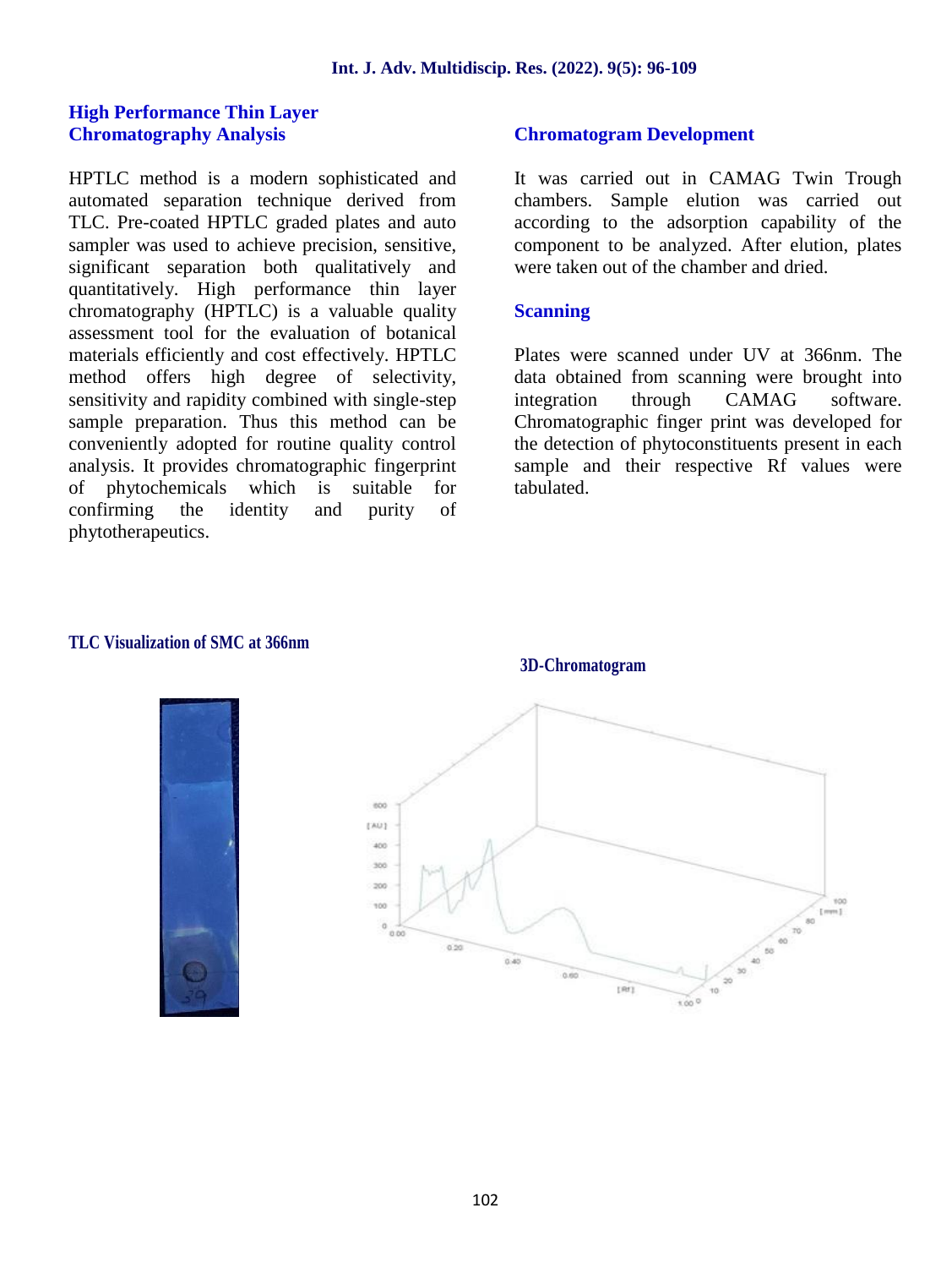## High Performance Thin Layer Chromatography Analysis

HPTLC method is a modern sophisticated and automated separation technique derived from TLC. Pre-coated HPTLC graded plates and auto sampler was used to achieve precision, sensitive, significant separation both qualitatively and quantitatively. High performance thin layer chromatography (HPTLC) is a valuable quality assessment tool for the evaluation of botanical materials efficiently and cost effectively. HPTLC method offers high degree of selectivity, sensitivity and rapidity combined with single-step sample preparation. Thus this method can be conveniently adopted for routine quality control analysis. It provides chromatographic fingerprint of phytochemicals which is suitable for confirming the identity and purity of phytotherapeutics.

## Chromatogram Development

It was carried out in CAMAG Twin Trough chambers. Sample elution was carried out according to the adsorption capability of the component to be analyzed. After elution, plates were taken out of the chamber and dried.

## Scanning

Plates were scanned under UV at 366nm. The data obtained from scanning were brought into integration through CAMAG software. Chromatographic finger print was developed for the detection of phytoconstituents present in each sample and their respective Rf values were tabulated.

**TLC Visualization of SMC at 366nm**

**3D-Chromatogram**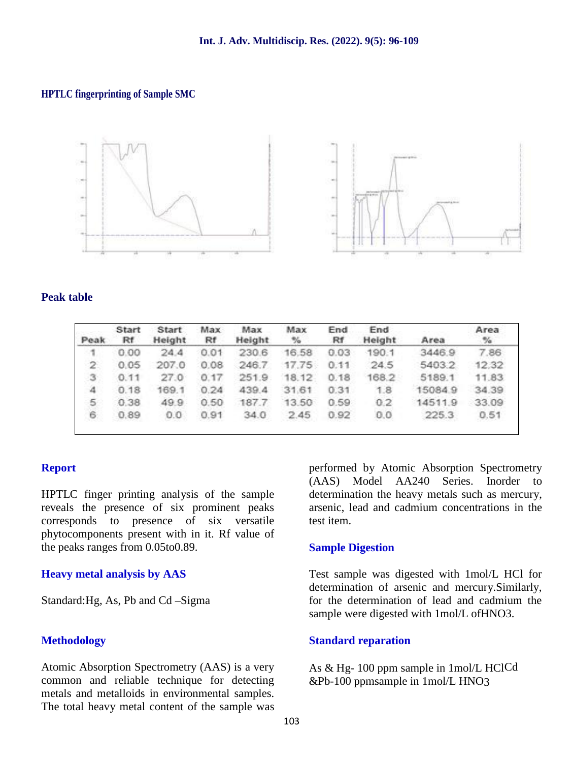### HPTLC fingerprinting of Sample SMC

### Peak table

| Peak | Start Rf | Start Height | Max Rf | Max Height | Max % | End Rf | End Height | Area | Area % |
|---|---|---|---|---|---|---|---|---|---|
| 1 | 0.00 | 24.4 | 0.01 | 230.6 | 16.58 | 0.03 | 190.1 | 3446.9 | 7.86 |
| 2 | 0.05 | 207.0 | 0.08 | 246.7 | 17.75 | 0.11 | 24.5 | 5403.2 | 12.32 |
| 3 | 0.11 | 27.0 | 0.17 | 251.9 | 18.12 | 0.18 | 168.2 | 5189.1 | 11.83 |
| 4 | 0.18 | 169.1 | 0.24 | 439.4 | 31.61 | 0.31 | 1.8 | 15084.9 | 34.39 |
| 5 | 0.38 | 49.9 | 0.50 | 187.7 | 13.50 | 0.59 | 0.2 | 14511.9 | 33.09 |
| 6 | 0.89 | 0.0 | 0.91 | 34.0 | 2.45 | 0.92 | 0.0 | 225.3 | 0.51 |

### Report

HPTLC finger printing analysis of the sample reveals the presence of six prominent peaks corresponds to presence of six versatile phytocomponents present with in it. Rf value of the peaks ranges from 0.05to0.89.

### Heavy metal analysis by AAS

Standard:Hg, As, Pb and Cd –Sigma

### Methodology

Atomic Absorption Spectrometry (AAS) is a very common and reliable technique for detecting metals and metalloids in environmental samples. The total heavy metal content of the sample was performed by Atomic Absorption Spectrometry (AAS) Model AA240 Series. Inorder to determination the heavy metals such as mercury, arsenic, lead and cadmium concentrations in the test item.

### Sample Digestion

Test sample was digested with 1mol/L HCl for determination of arsenic and mercury.Similarly, for the determination of lead and cadmium the sample were digested with 1mol/L of$HNO_3$.

### Standard reparation

As & Hg- 100 ppm sample in 1mol/L HClCd &Pb-100 ppmsample in 1mol/L $HNO_3$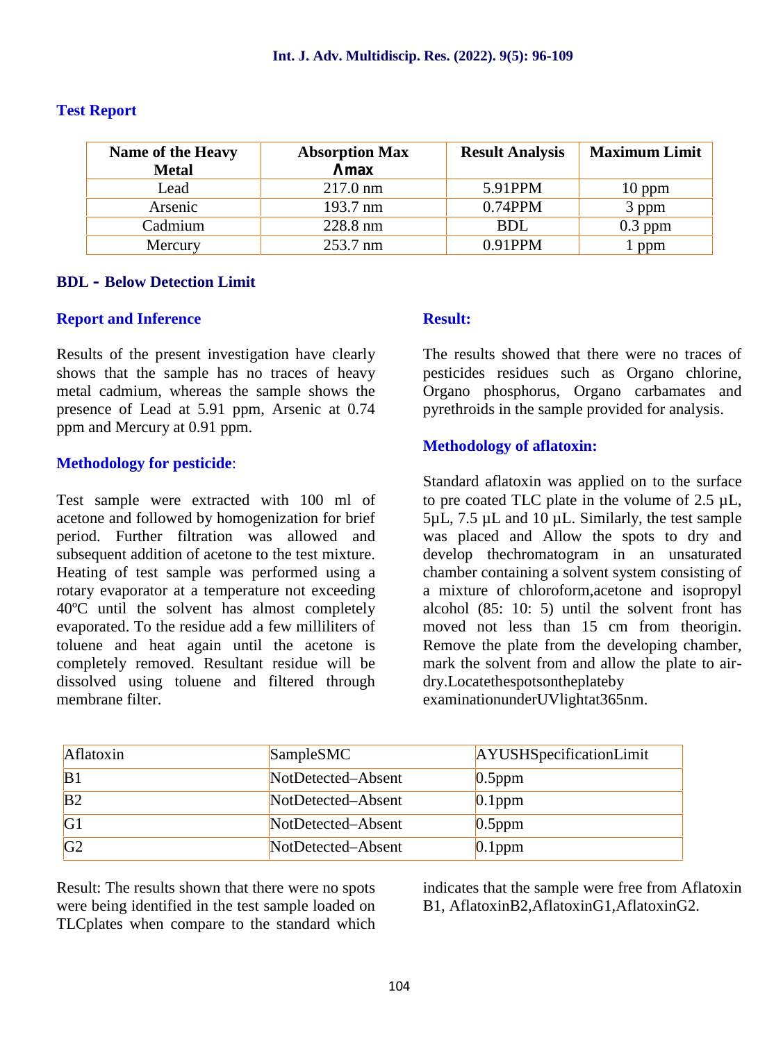### Test Report

| Name of the Heavy Metal | Absorption Max Λmax | Result Analysis | Maximum Limit |
|---|---|---|---|
| Lead | 217.0 nm | 5.91PPM | 10 ppm |
| Arsenic | 193.7 nm | 0.74PPM | 3 ppm |
| Cadmium | 228.8 nm | BDL | 0.3 ppm |
| Mercury | 253.7 nm | 0.91PPM | 1 ppm |

**BDL - Below Detection Limit**

### Report and Inference

Results of the present investigation have clearly shows that the sample has no traces of heavy metal cadmium, whereas the sample shows the presence of Lead at 5.91 ppm, Arsenic at 0.74 ppm and Mercury at 0.91 ppm.

### Methodology for pesticide:

Test sample were extracted with 100 ml of acetone and followed by homogenization for brief period. Further filtration was allowed and subsequent addition of acetone to the test mixture. Heating of test sample was performed using a rotary evaporator at a temperature not exceeding 40ºC until the solvent has almost completely evaporated. To the residue add a few milliliters of toluene and heat again until the acetone is completely removed. Resultant residue will be dissolved using toluene and filtered through membrane filter.

### Result:

The results showed that there were no traces of pesticides residues such as Organo chlorine, Organo phosphorus, Organo carbamates and pyrethroids in the sample provided for analysis.

### Methodology of aflatoxin:

Standard aflatoxin was applied on to the surface to pre coated TLC plate in the volume of 2.5 µL, 5µL, 7.5 µL and 10 µL. Similarly, the test sample was placed and Allow the spots to dry and develop thechromatogram in an unsaturated chamber containing a solvent system consisting of a mixture of chloroform,acetone and isopropyl alcohol (85: 10: 5) until the solvent front has moved not less than 15 cm from theorigin. Remove the plate from the developing chamber, mark the solvent from and allow the plate to air-dry.Locatethespotsontheplateby examinationunderUVlightat365nm.

| Aflatoxin | SampleSMC | AYUSHSpecificationLimit |
|---|---|---|
| B1 | NotDetected–Absent | 0.5ppm |
| B2 | NotDetected–Absent | 0.1ppm |
| G1 | NotDetected–Absent | 0.5ppm |
| G2 | NotDetected–Absent | 0.1ppm |

Result: The results shown that there were no spots were being identified in the test sample loaded on TLCplates when compare to the standard which indicates that the sample were free from Aflatoxin B1, AflatoxinB2,AflatoxinG1,AflatoxinG2.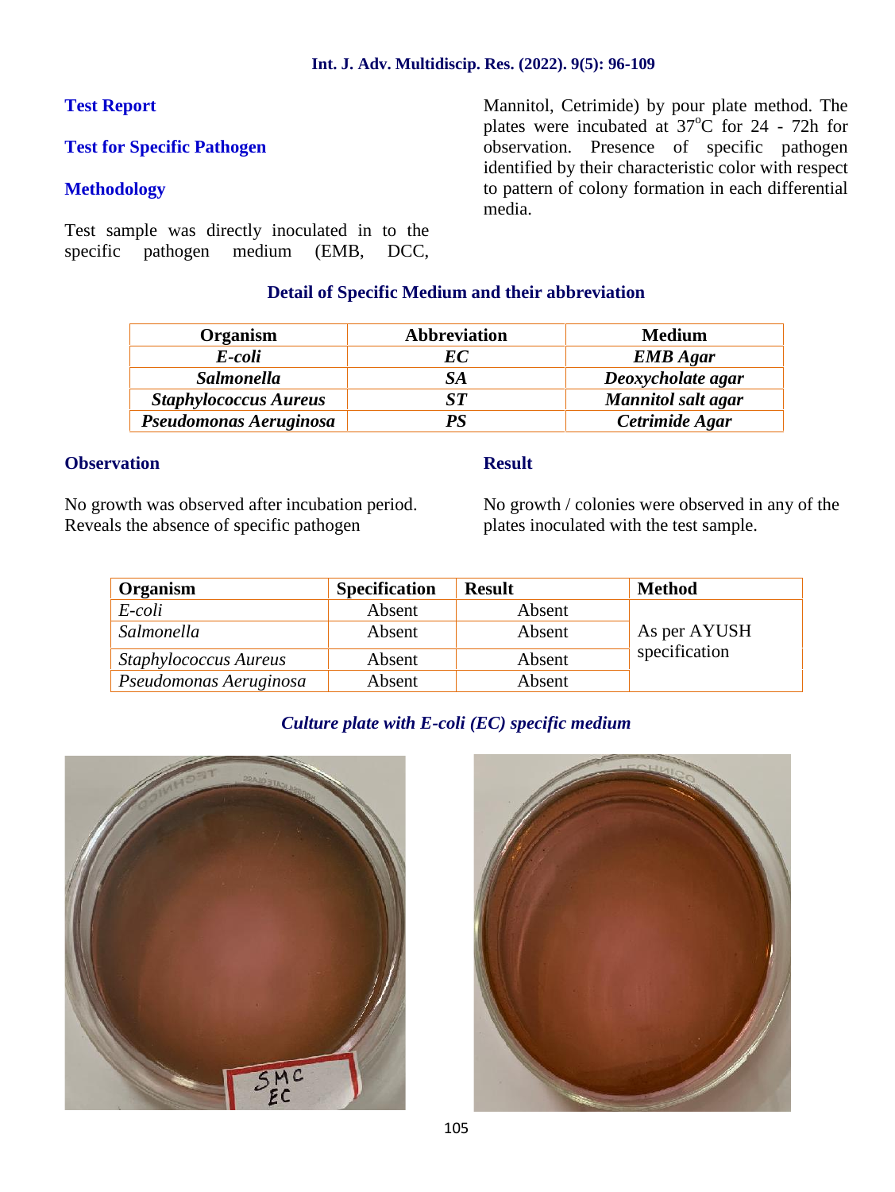### Test Report

### Test for Specific Pathogen

### Methodology

Test sample was directly inoculated in to the specific pathogen medium (EMB, DCC, Mannitol, Cetrimide) by pour plate method. The plates were incubated at 37°C for 24 - 72h for observation. Presence of specific pathogen identified by their characteristic color with respect to pattern of colony formation in each differential media.

**Detail of Specific Medium and their abbreviation**

| Organism | Abbreviation | Medium |
|---|---|---|
| ***E-coli*** | ***EC*** | ***EMB Agar*** |
| ***Salmonella*** | ***SA*** | ***Deoxycholate agar*** |
| ***Staphylococcus Aureus*** | ***ST*** | ***Mannitol salt agar*** |
| ***Pseudomonas Aeruginosa*** | ***PS*** | ***Cetrimide Agar*** |

### Observation

No growth was observed after incubation period. Reveals the absence of specific pathogen

### Result

No growth / colonies were observed in any of the plates inoculated with the test sample.

| Organism | Specification | Result | Method |
|---|---|---|---|
| *E-coli* | Absent | Absent | As per AYUSH specification |
| *Salmonella* | Absent | Absent | |
| *Staphylococcus Aureus* | Absent | Absent | |
| *Pseudomonas Aeruginosa* | Absent | Absent | |

***Culture plate with E-coli (EC) specific medium***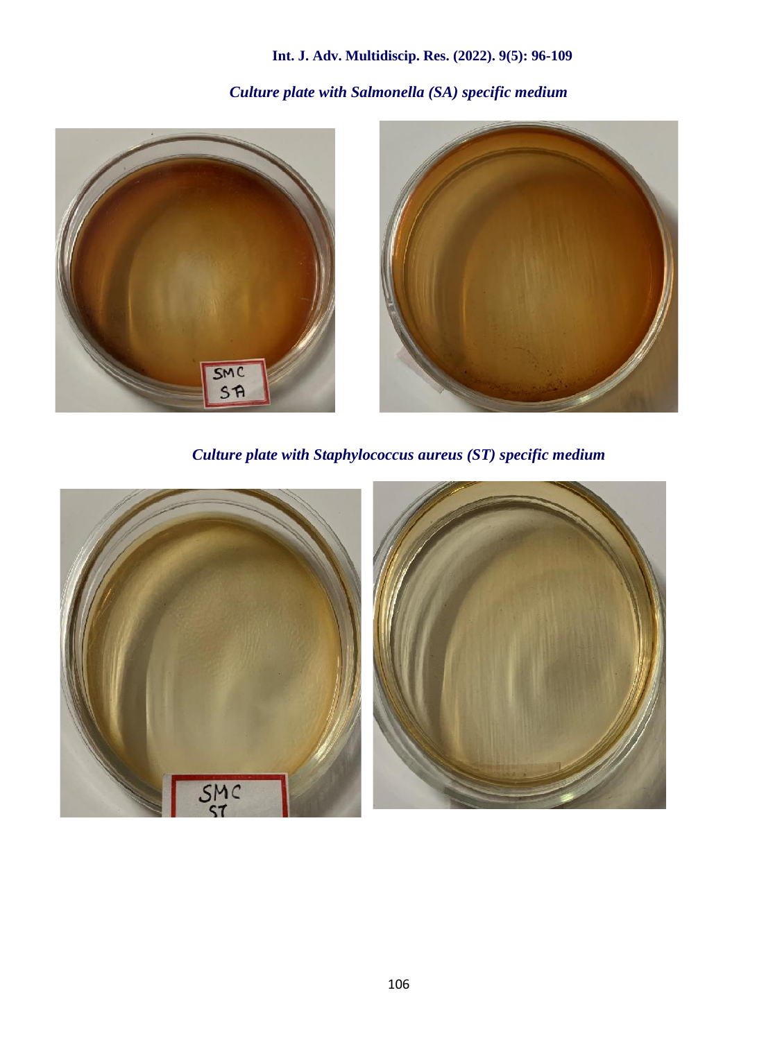*Culture plate with Salmonella (SA) specific medium*

*Culture plate with Staphylococcus aureus (ST) specific medium*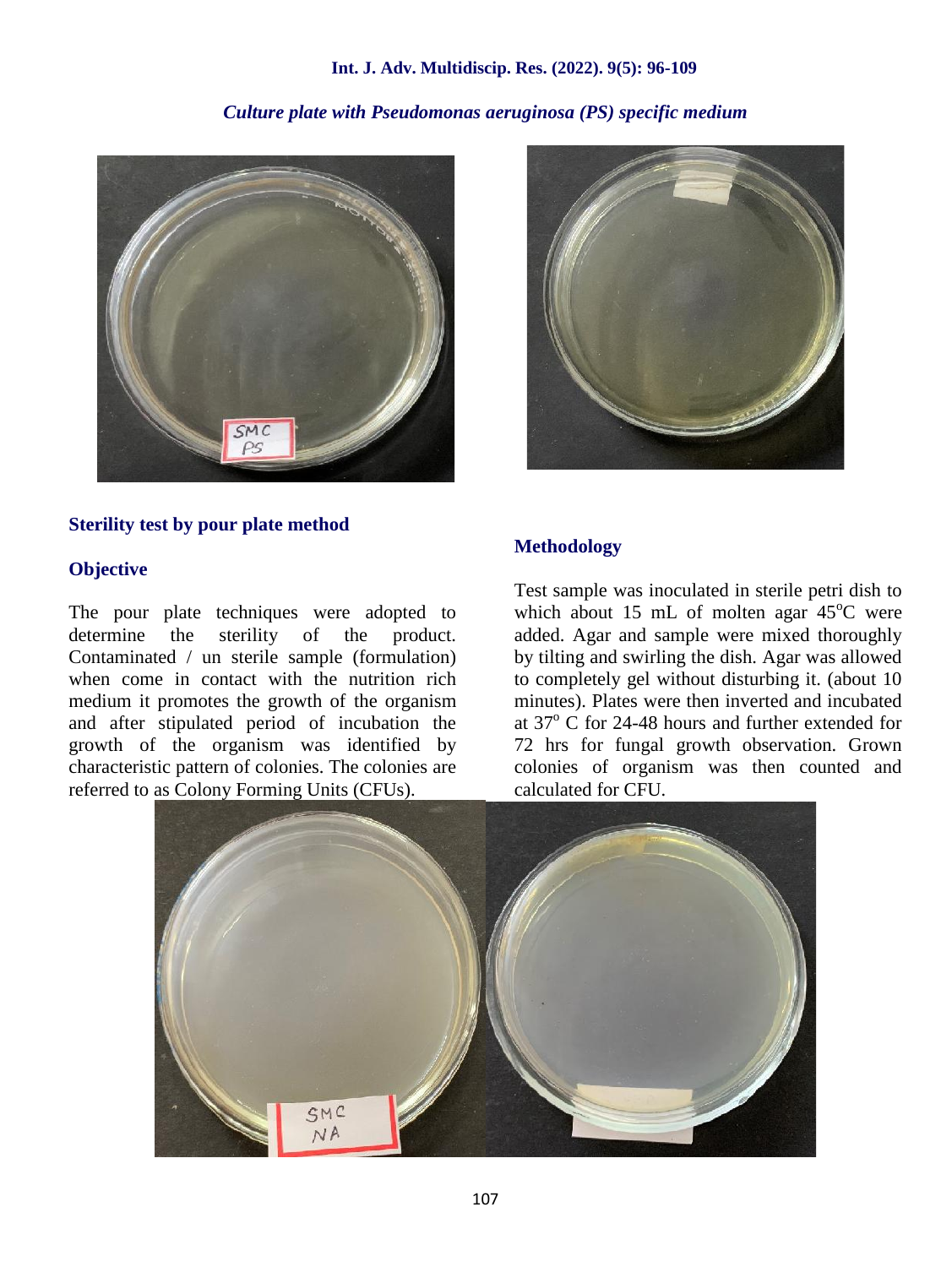*Culture plate with Pseudomonas aeruginosa (PS) specific medium*

### Sterility test by pour plate method

### Objective

The pour plate techniques were adopted to determine the sterility of the product. Contaminated / un sterile sample (formulation) when come in contact with the nutrition rich medium it promotes the growth of the organism and after stipulated period of incubation the growth of the organism was identified by characteristic pattern of colonies. The colonies are referred to as Colony Forming Units (CFUs).

### Methodology

Test sample was inoculated in sterile petri dish to which about 15 mL of molten agar 45°C were added. Agar and sample were mixed thoroughly by tilting and swirling the dish. Agar was allowed to completely gel without disturbing it. (about 10 minutes). Plates were then inverted and incubated at 37° C for 24-48 hours and further extended for 72 hrs for fungal growth observation. Grown colonies of organism was then counted and calculated for CFU.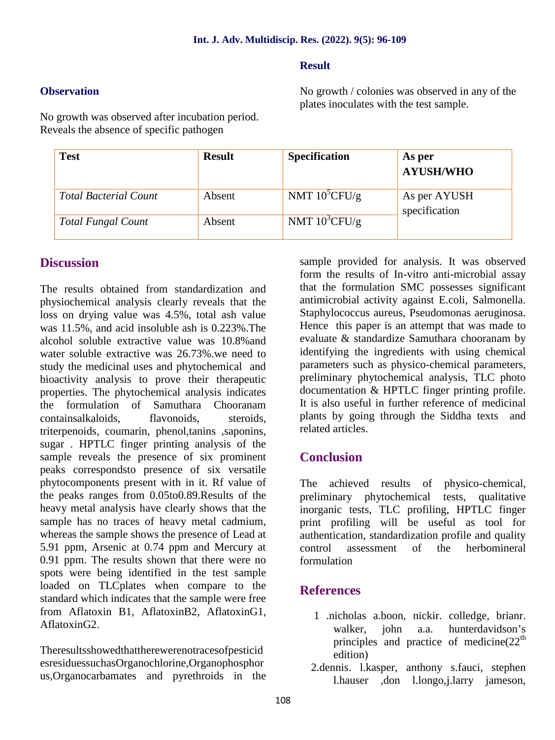### Observation

No growth was observed after incubation period. Reveals the absence of specific pathogen

### Result

No growth / colonies was observed in any of the plates inoculates with the test sample.

| Test | Result | Specification | As per AYUSH/WHO |
|---|---|---|---|
| *Total Bacterial Count* | Absent | NMT $10^5$CFU/g | As per AYUSH specification |
| *Total Fungal Count* | Absent | NMT $10^3$CFU/g | |

## Discussion

The results obtained from standardization and physiochemical analysis clearly reveals that the loss on drying value was 4.5%, total ash value was 11.5%, and acid insoluble ash is 0.223%.The alcohol soluble extractive value was 10.8%and water soluble extractive was 26.73%.we need to study the medicinal uses and phytochemical and bioactivity analysis to prove their therapeutic properties. The phytochemical analysis indicates the formulation of Samuthara Chooranam containsalkaloids, flavonoids, steroids, triterpenoids, coumarin, phenol,tanins ,saponins, sugar . HPTLC finger printing analysis of the sample reveals the presence of six prominent peaks correspondsto presence of six versatile phytocomponents present with in it. Rf value of the peaks ranges from 0.05to0.89.Results of the heavy metal analysis have clearly shows that the sample has no traces of heavy metal cadmium, whereas the sample shows the presence of Lead at 5.91 ppm, Arsenic at 0.74 ppm and Mercury at 0.91 ppm. The results shown that there were no spots were being identified in the test sample loaded on TLCplates when compare to the standard which indicates that the sample were free from Aflatoxin B1, AflatoxinB2, AflatoxinG1, AflatoxinG2.

Theresultsshowedthattherewerenotracesofpesticidesresiduessuchas​Organochlorine,Organophosphorus,Organocarbamates and pyrethroids in the sample provided for analysis. It was observed form the results of In-vitro anti-microbial assay that the formulation SMC possesses significant antimicrobial activity against E.coli, Salmonella. Staphylococcus aureus, Pseudomonas aeruginosa. Hence this paper is an attempt that was made to evaluate & standardize Samuthara chooranam by identifying the ingredients with using chemical parameters such as physico-chemical parameters, preliminary phytochemical analysis, TLC photo documentation & HPTLC finger printing profile. It is also useful in further reference of medicinal plants by going through the Siddha texts and related articles.

## Conclusion

The achieved results of physico-chemical, preliminary phytochemical tests, qualitative inorganic tests, TLC profiling, HPTLC finger print profiling will be useful as tool for authentication, standardization profile and quality control assessment of the herbomineral formulation

## References

1 .nicholas a.boon, nickir. colledge, brianr. walker, john a.a. hunterdavidson's principles and practice of medicine($22^{th}$ edition)

2.dennis. l.kasper, anthony s.fauci, stephen l.hauser ,don l.longo,j.larry jameson,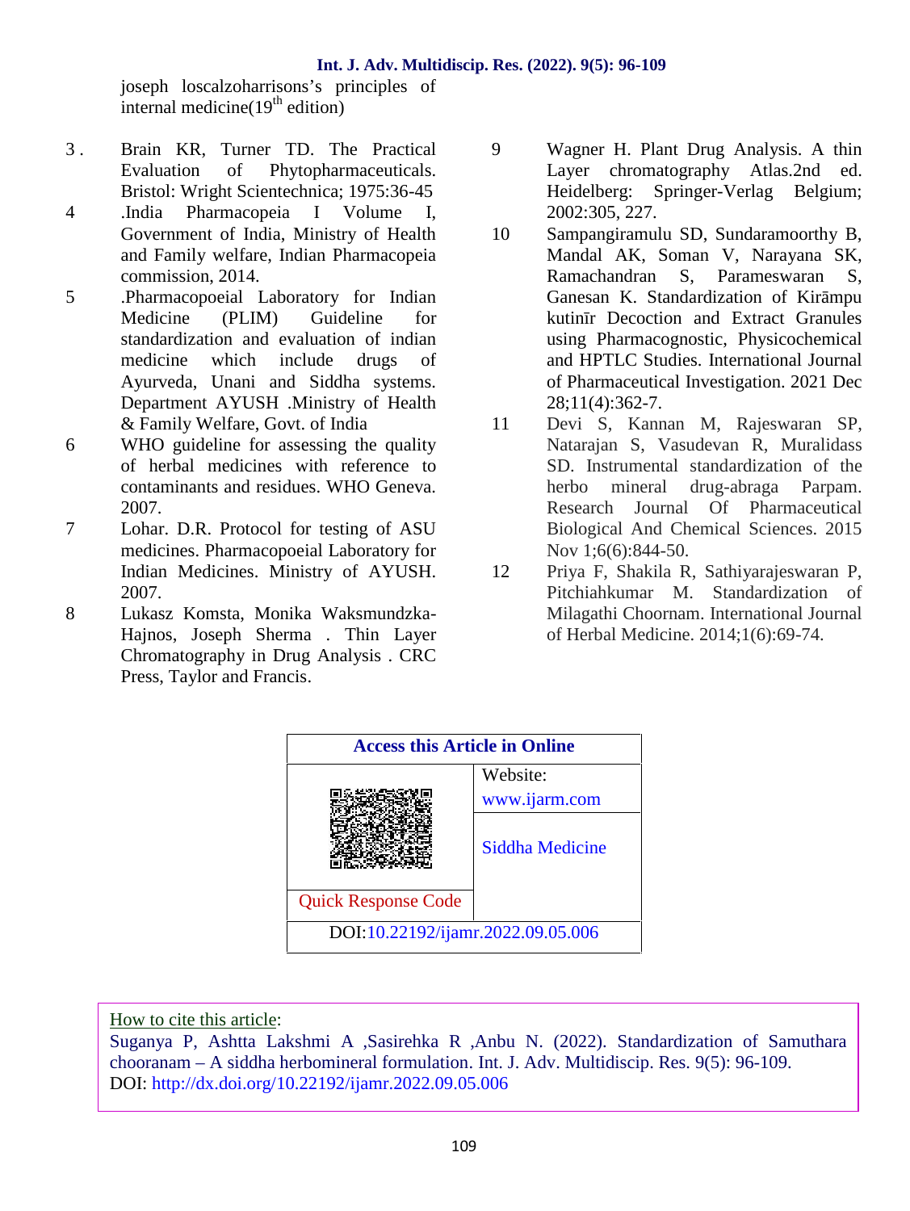joseph loscalzoharrisons's principles of internal medicine(19th edition)

3. Brain KR, Turner TD. The Practical Evaluation of Phytopharmaceuticals. Bristol: Wright Scientechnica; 1975:36-45

4. .India Pharmacopeia I Volume I, Government of India, Ministry of Health and Family welfare, Indian Pharmacopeia commission, 2014.

5. .Pharmacopoeial Laboratory for Indian Medicine (PLIM) Guideline for standardization and evaluation of indian medicine which include drugs of Ayurveda, Unani and Siddha systems. Department AYUSH .Ministry of Health & Family Welfare, Govt. of India

6. WHO guideline for assessing the quality of herbal medicines with reference to contaminants and residues. WHO Geneva. 2007.

7. Lohar. D.R. Protocol for testing of ASU medicines. Pharmacopoeial Laboratory for Indian Medicines. Ministry of AYUSH. 2007.

8. Lukasz Komsta, Monika Waksmundzka-Hajnos, Joseph Sherma . Thin Layer Chromatography in Drug Analysis . CRC Press, Taylor and Francis.

9. Wagner H. Plant Drug Analysis. A thin Layer chromatography Atlas.2nd ed. Heidelberg: Springer-Verlag Belgium; 2002:305, 227.

10. Sampangiramulu SD, Sundaramoorthy B, Mandal AK, Soman V, Narayana SK, Ramachandran S, Parameswaran S, Ganesan K. Standardization of Kirāmpu kutinīr Decoction and Extract Granules using Pharmacognostic, Physicochemical and HPTLC Studies. International Journal of Pharmaceutical Investigation. 2021 Dec 28;11(4):362-7.

11. Devi S, Kannan M, Rajeswaran SP, Natarajan S, Vasudevan R, Muralidass SD. Instrumental standardization of the herbo mineral drug-abraga Parpam. Research Journal Of Pharmaceutical Biological And Chemical Sciences. 2015 Nov 1;6(6):844-50.

12. Priya F, Shakila R, Sathiyarajeswaran P, Pitchiahkumar M. Standardization of Milagathi Choornam. International Journal of Herbal Medicine. 2014;1(6):69-74.

| Access this Article in Online | |
|---|---|
| | Website: www.ijarm.com |
| Quick Response Code | Siddha Medicine |
| DOI:10.22192/ijamr.2022.09.05.006 | |

How to cite this article:
Suganya P, Ashtta Lakshmi A ,Sasirehka R ,Anbu N. (2022). Standardization of Samuthara chooranam – A siddha herbomineral formulation. Int. J. Adv. Multidiscip. Res. 9(5): 96-109.
DOI: http://dx.doi.org/10.22192/ijamr.2022.09.05.006